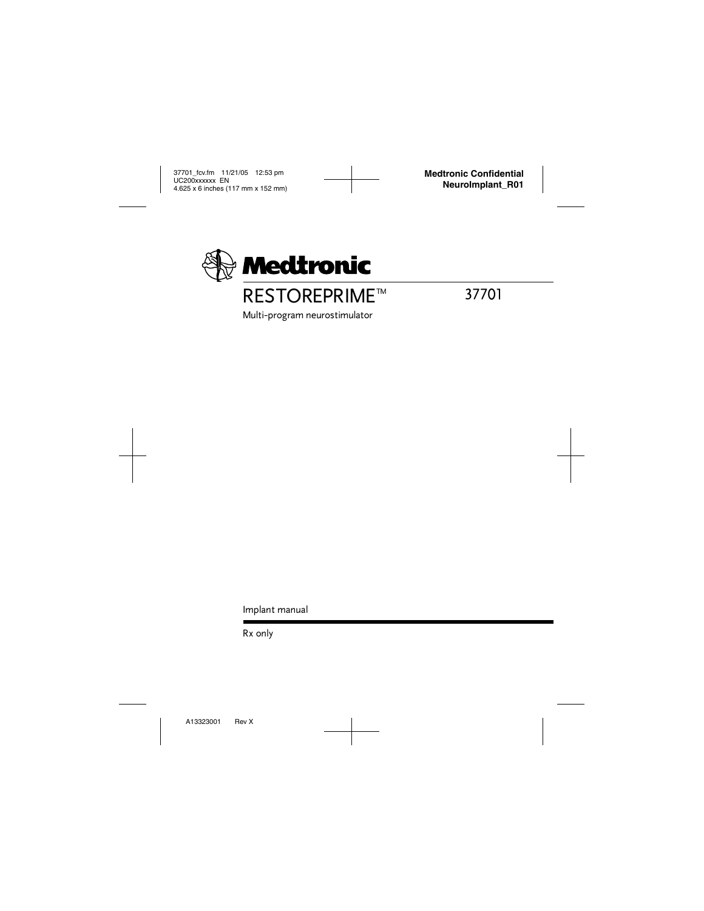Medtronic

# RESTOREPRIME™ 37701

Multi-program neurostimulator

Implant manual

Rx only

A13323001 Rev X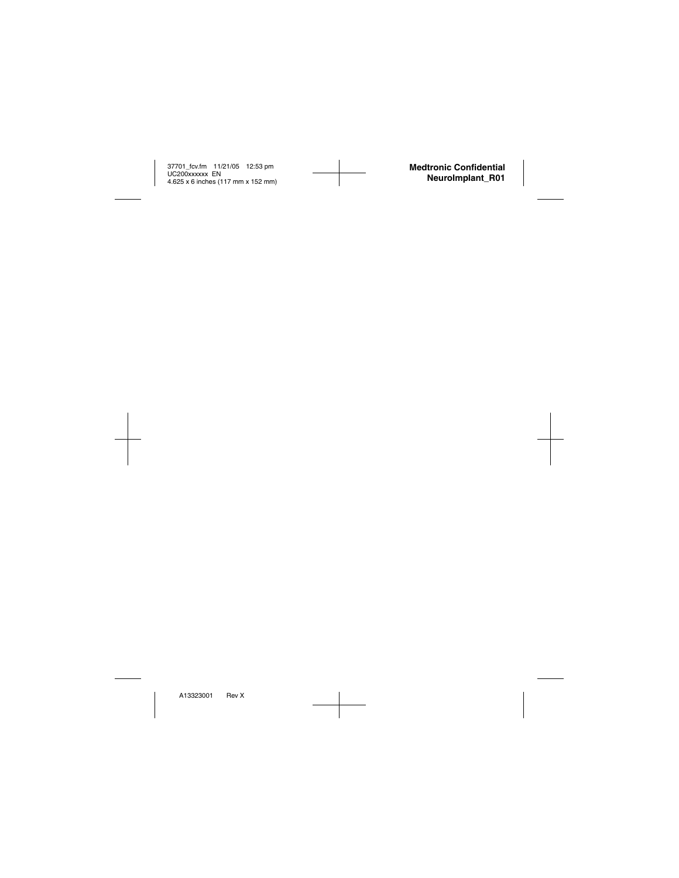A13323001 Rev X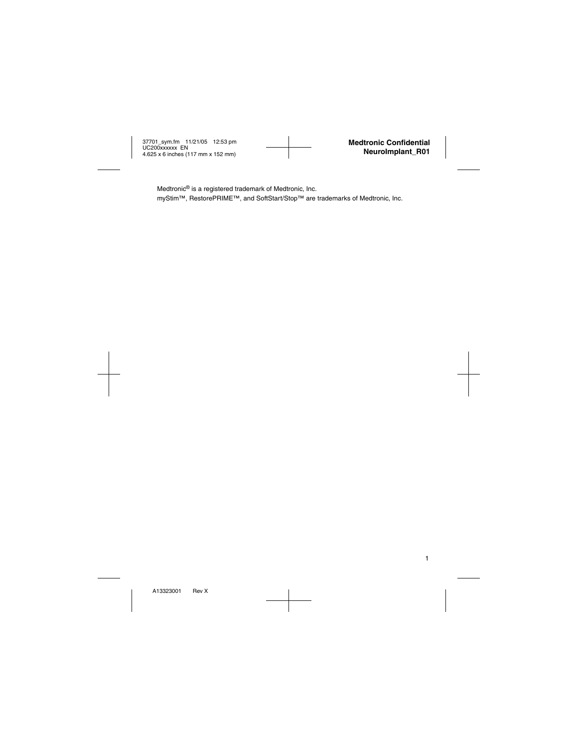Medtronic® is a registered trademark of Medtronic, Inc.

myStim™, RestorePRIME™, and SoftStart/Stop™ are trademarks of Medtronic, Inc.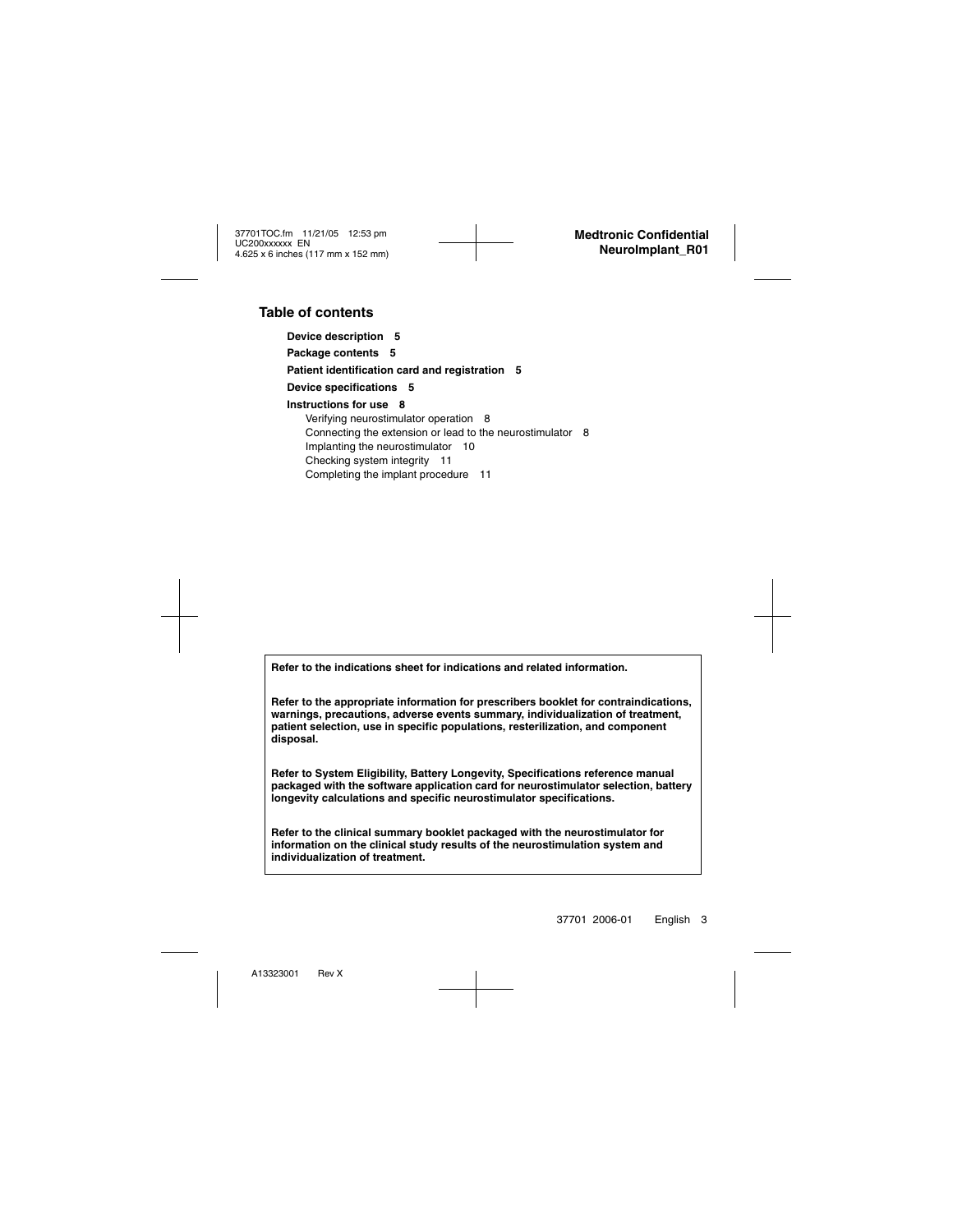## Table of contents

**Device description 5**

**Package contents 5**

**Patient identification card and registration 5**

**Device specifications 5**

**Instructions for use 8**

- Verifying neurostimulator operation 8
- Connecting the extension or lead to the neurostimulator 8
- Implanting the neurostimulator 10
- Checking system integrity 11
- Completing the implant procedure 11

**Refer to the indications sheet for indications and related information.**

**Refer to the appropriate information for prescribers booklet for contraindications, warnings, precautions, adverse events summary, individualization of treatment, patient selection, use in specific populations, resterilization, and component disposal.**

**Refer to System Eligibility, Battery Longevity, Specifications reference manual packaged with the software application card for neurostimulator selection, battery longevity calculations and specific neurostimulator specifications.**

**Refer to the clinical summary booklet packaged with the neurostimulator for information on the clinical study results of the neurostimulation system and individualization of treatment.**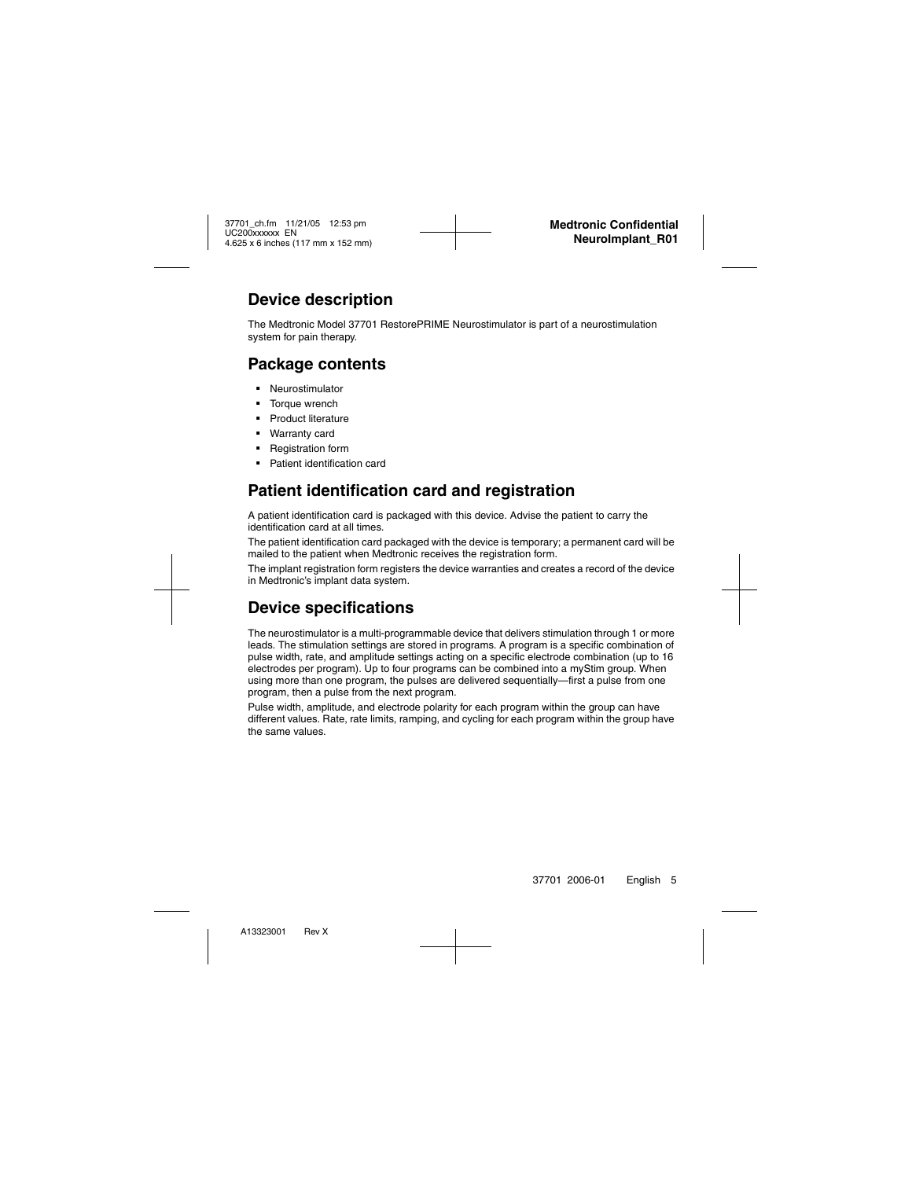## Device description

The Medtronic Model 37701 RestorePRIME Neurostimulator is part of a neurostimulation system for pain therapy.

## Package contents

- Neurostimulator
- Torque wrench
- Product literature
- Warranty card
- Registration form
- Patient identification card

## Patient identification card and registration

A patient identification card is packaged with this device. Advise the patient to carry the identification card at all times.

The patient identification card packaged with the device is temporary; a permanent card will be mailed to the patient when Medtronic receives the registration form.

The implant registration form registers the device warranties and creates a record of the device in Medtronic's implant data system.

## Device specifications

The neurostimulator is a multi-programmable device that delivers stimulation through 1 or more leads. The stimulation settings are stored in programs. A program is a specific combination of pulse width, rate, and amplitude settings acting on a specific electrode combination (up to 16 electrodes per program). Up to four programs can be combined into a myStim group. When using more than one program, the pulses are delivered sequentially—first a pulse from one program, then a pulse from the next program.

Pulse width, amplitude, and electrode polarity for each program within the group can have different values. Rate, rate limits, ramping, and cycling for each program within the group have the same values.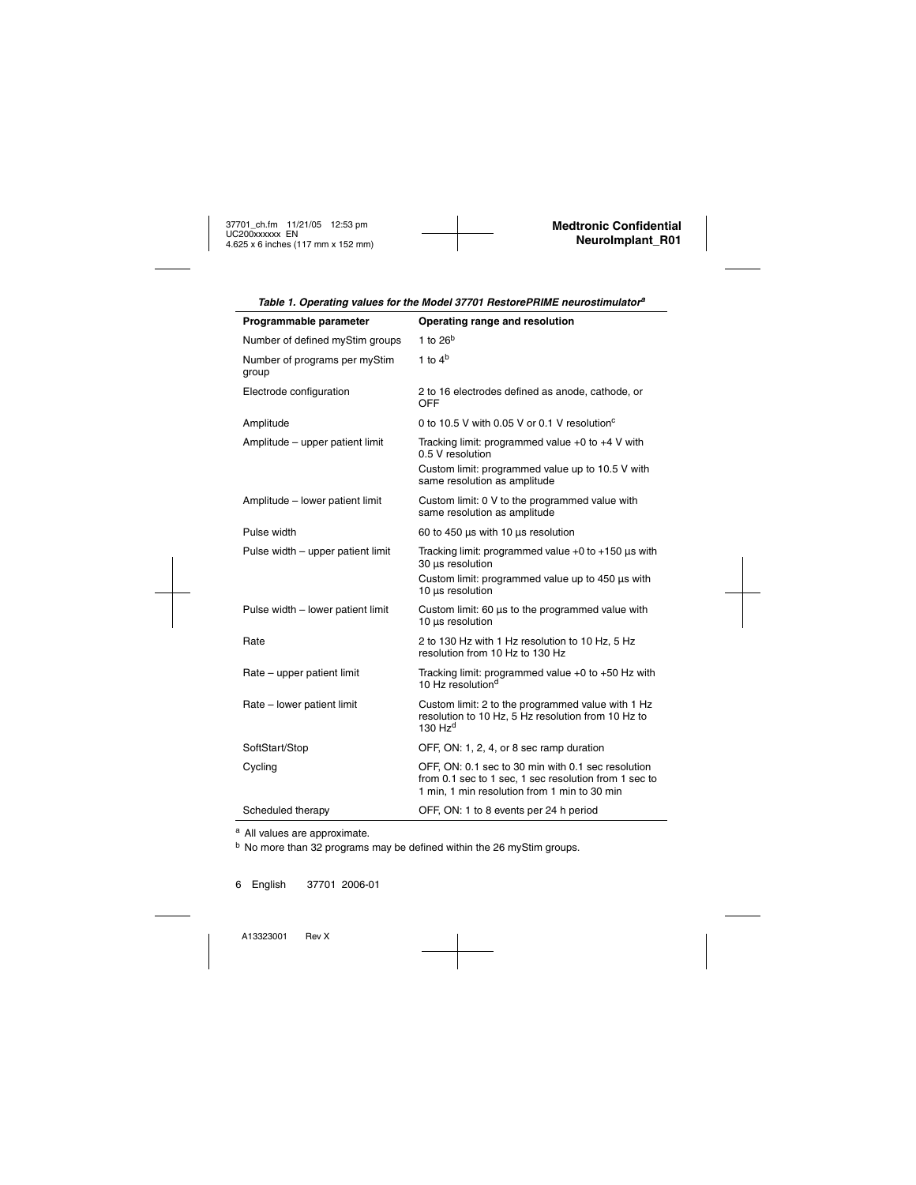*Table 1. Operating values for the Model 37701 RestorePRIME neurostimulator*[a]

| Programmable parameter | Operating range and resolution |
|---|---|
| Number of defined myStim groups | 1 to 26[b] |
| Number of programs per myStim group | 1 to 4[b] |
| Electrode configuration | 2 to 16 electrodes defined as anode, cathode, or OFF |
| Amplitude | 0 to 10.5 V with 0.05 V or 0.1 V resolution[c] |
| Amplitude – upper patient limit | Tracking limit: programmed value +0 to +4 V with 0.5 V resolution<br>Custom limit: programmed value up to 10.5 V with same resolution as amplitude |
| Amplitude – lower patient limit | Custom limit: 0 V to the programmed value with same resolution as amplitude |
| Pulse width | 60 to 450 µs with 10 µs resolution |
| Pulse width – upper patient limit | Tracking limit: programmed value +0 to +150 µs with 30 µs resolution<br>Custom limit: programmed value up to 450 µs with 10 µs resolution |
| Pulse width – lower patient limit | Custom limit: 60 µs to the programmed value with 10 µs resolution |
| Rate | 2 to 130 Hz with 1 Hz resolution to 10 Hz, 5 Hz resolution from 10 Hz to 130 Hz |
| Rate – upper patient limit | Tracking limit: programmed value +0 to +50 Hz with 10 Hz resolution[d] |
| Rate – lower patient limit | Custom limit: 2 to the programmed value with 1 Hz resolution to 10 Hz, 5 Hz resolution from 10 Hz to 130 Hz[d] |
| SoftStart/Stop | OFF, ON: 1, 2, 4, or 8 sec ramp duration |
| Cycling | OFF, ON: 0.1 sec to 30 min with 0.1 sec resolution from 0.1 sec to 1 sec, 1 sec resolution from 1 sec to 1 min, 1 min resolution from 1 min to 30 min |
| Scheduled therapy | OFF, ON: 1 to 8 events per 24 h period |

[a] All values are approximate.

[b] No more than 32 programs may be defined within the 26 myStim groups.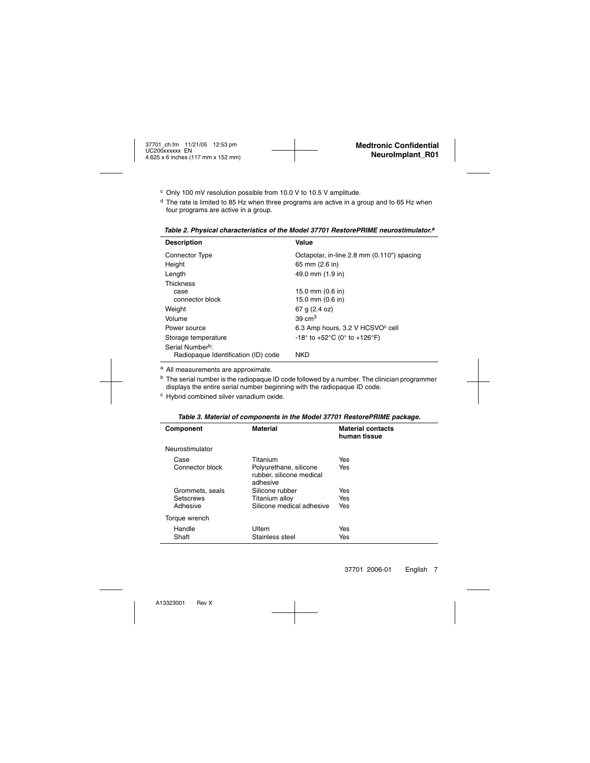[c] Only 100 mV resolution possible from 10.0 V to 10.5 V amplitude.

[d] The rate is limited to 85 Hz when three programs are active in a group and to 65 Hz when four programs are active in a group.

***Table 2. Physical characteristics of the Model 37701 RestorePRIME neurostimulator.[a]***

| Description | Value |
|---|---|
| Connector Type | Octapolar, in-line 2.8 mm (0.110") spacing |
| Height | 65 mm (2.6 in) |
| Length | 49.0 mm (1.9 in) |
| Thickness | |
| case | 15.0 mm (0.6 in) |
| connector block | 15.0 mm (0.6 in) |
| Weight | 67 g (2.4 oz) |
| Volume | 39 $cm^3$ |
| Power source | 6.3 Amp hours, 3.2 V HCSVO[c] cell |
| Storage temperature | -18° to +52°C (0° to +126°F) |
| Serial Number[b]: | |
| Radiopaque Identification (ID) code | NKD |

[a] All measurements are approximate.

[b] The serial number is the radiopaque ID code followed by a number. The clinician programmer displays the entire serial number beginning with the radiopaque ID code.

[c] Hybrid combined silver vanadium oxide.

***Table 3. Material of components in the Model 37701 RestorePRIME package.***

| Component | Material | Material contacts human tissue |
|---|---|---|
| Neurostimulator | | |
| Case | Titanium | Yes |
| Connector block | Polyurethane, silicone rubber, silicone medical adhesive | Yes |
| Grommets, seals | Silicone rubber | Yes |
| Setscrews | Titanium alloy | Yes |
| Adhesive | Silicone medical adhesive | Yes |
| Torque wrench | | |
| Handle | Ultem | Yes |
| Shaft | Stainless steel | Yes |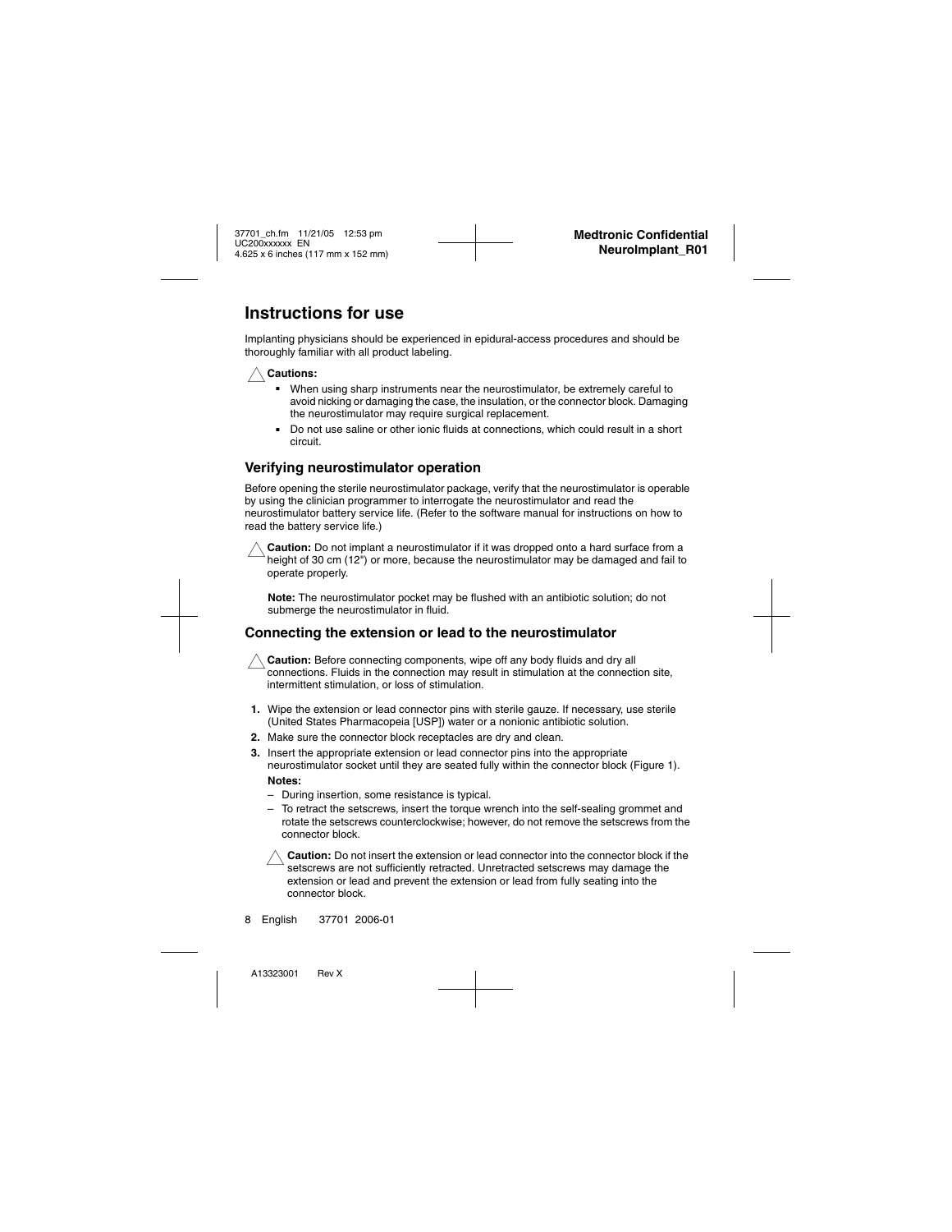# Instructions for use

Implanting physicians should be experienced in epidural-access procedures and should be thoroughly familiar with all product labeling.

**Cautions:**

- When using sharp instruments near the neurostimulator, be extremely careful to avoid nicking or damaging the case, the insulation, or the connector block. Damaging the neurostimulator may require surgical replacement.
- Do not use saline or other ionic fluids at connections, which could result in a short circuit.

## Verifying neurostimulator operation

Before opening the sterile neurostimulator package, verify that the neurostimulator is operable by using the clinician programmer to interrogate the neurostimulator and read the neurostimulator battery service life. (Refer to the software manual for instructions on how to read the battery service life.)

**Caution:** Do not implant a neurostimulator if it was dropped onto a hard surface from a height of 30 cm (12") or more, because the neurostimulator may be damaged and fail to operate properly.

**Note:** The neurostimulator pocket may be flushed with an antibiotic solution; do not submerge the neurostimulator in fluid.

## Connecting the extension or lead to the neurostimulator

**Caution:** Before connecting components, wipe off any body fluids and dry all connections. Fluids in the connection may result in stimulation at the connection site, intermittent stimulation, or loss of stimulation.

1. Wipe the extension or lead connector pins with sterile gauze. If necessary, use sterile (United States Pharmacopeia [USP]) water or a nonionic antibiotic solution.
2. Make sure the connector block receptacles are dry and clean.
3. Insert the appropriate extension or lead connector pins into the appropriate neurostimulator socket until they are seated fully within the connector block (Figure 1).

   **Notes:**

   – During insertion, some resistance is typical.

   – To retract the setscrews, insert the torque wrench into the self-sealing grommet and rotate the setscrews counterclockwise; however, do not remove the setscrews from the connector block.

   **Caution:** Do not insert the extension or lead connector into the connector block if the setscrews are not sufficiently retracted. Unretracted setscrews may damage the extension or lead and prevent the extension or lead from fully seating into the connector block.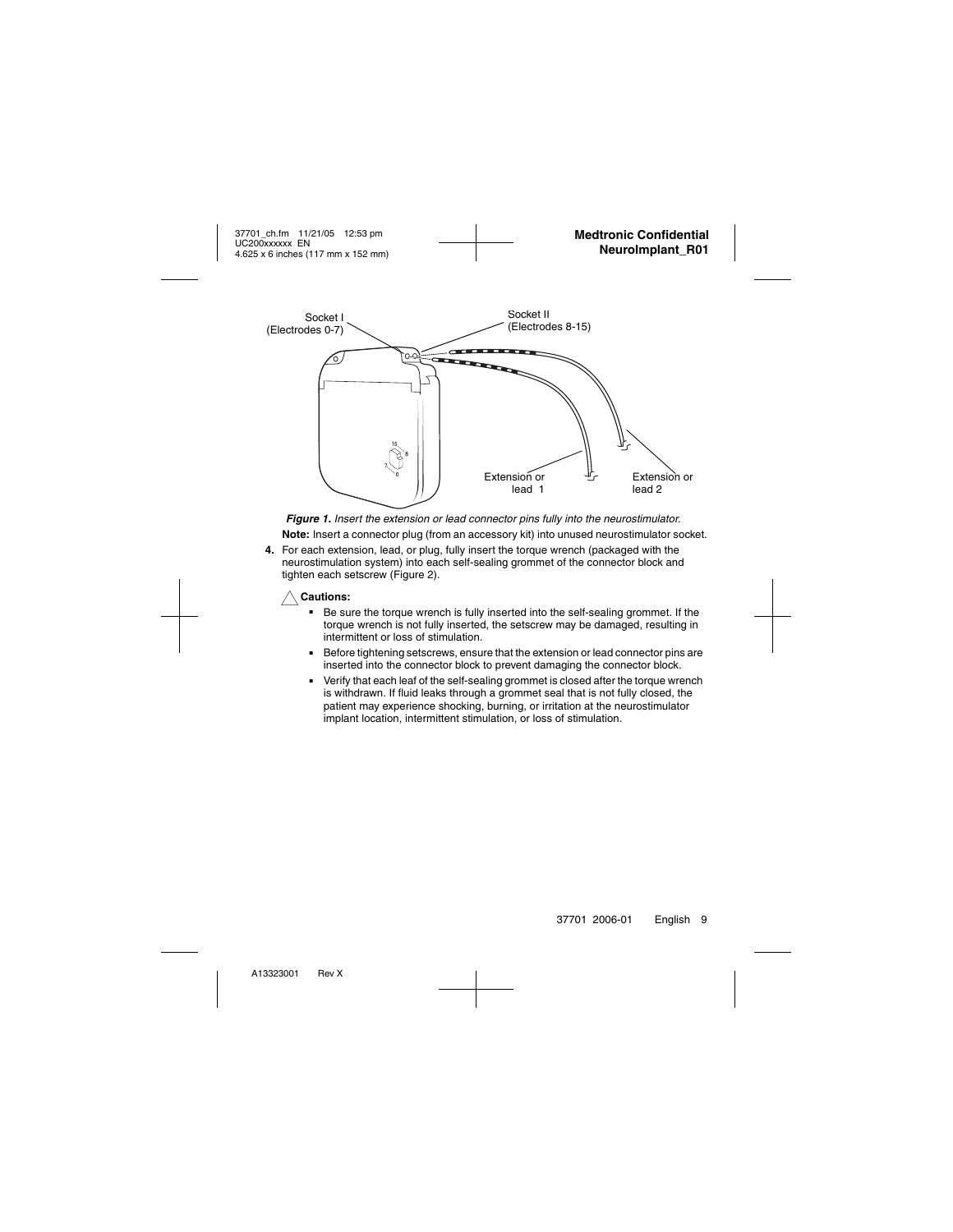*Figure 1. Insert the extension or lead connector pins fully into the neurostimulator.*

**Note:** Insert a connector plug (from an accessory kit) into unused neurostimulator socket.

**4.** For each extension, lead, or plug, fully insert the torque wrench (packaged with the neurostimulation system) into each self-sealing grommet of the connector block and tighten each setscrew (Figure 2).

**Cautions:**

- Be sure the torque wrench is fully inserted into the self-sealing grommet. If the torque wrench is not fully inserted, the setscrew may be damaged, resulting in intermittent or loss of stimulation.
- Before tightening setscrews, ensure that the extension or lead connector pins are inserted into the connector block to prevent damaging the connector block.
- Verify that each leaf of the self-sealing grommet is closed after the torque wrench is withdrawn. If fluid leaks through a grommet seal that is not fully closed, the patient may experience shocking, burning, or irritation at the neurostimulator implant location, intermittent stimulation, or loss of stimulation.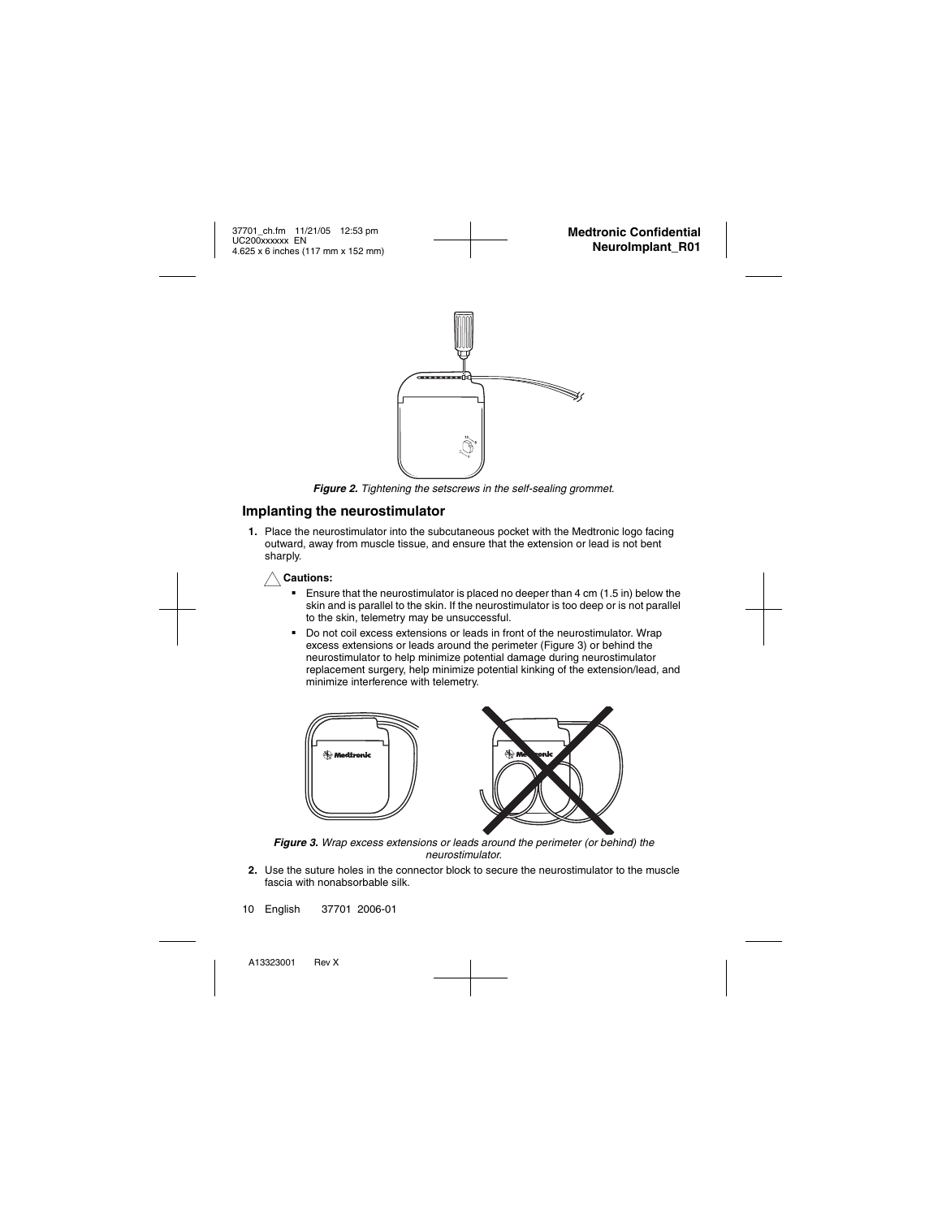*Figure 2. Tightening the setscrews in the self-sealing grommet.*

## Implanting the neurostimulator

1. Place the neurostimulator into the subcutaneous pocket with the Medtronic logo facing outward, away from muscle tissue, and ensure that the extension or lead is not bent sharply.

   **Cautions:**

   - Ensure that the neurostimulator is placed no deeper than 4 cm (1.5 in) below the skin and is parallel to the skin. If the neurostimulator is too deep or is not parallel to the skin, telemetry may be unsuccessful.
   - Do not coil excess extensions or leads in front of the neurostimulator. Wrap excess extensions or leads around the perimeter (Figure 3) or behind the neurostimulator to help minimize potential damage during neurostimulator replacement surgery, help minimize potential kinking of the extension/lead, and minimize interference with telemetry.

*Figure 3. Wrap excess extensions or leads around the perimeter (or behind) the neurostimulator.*

2. Use the suture holes in the connector block to secure the neurostimulator to the muscle fascia with nonabsorbable silk.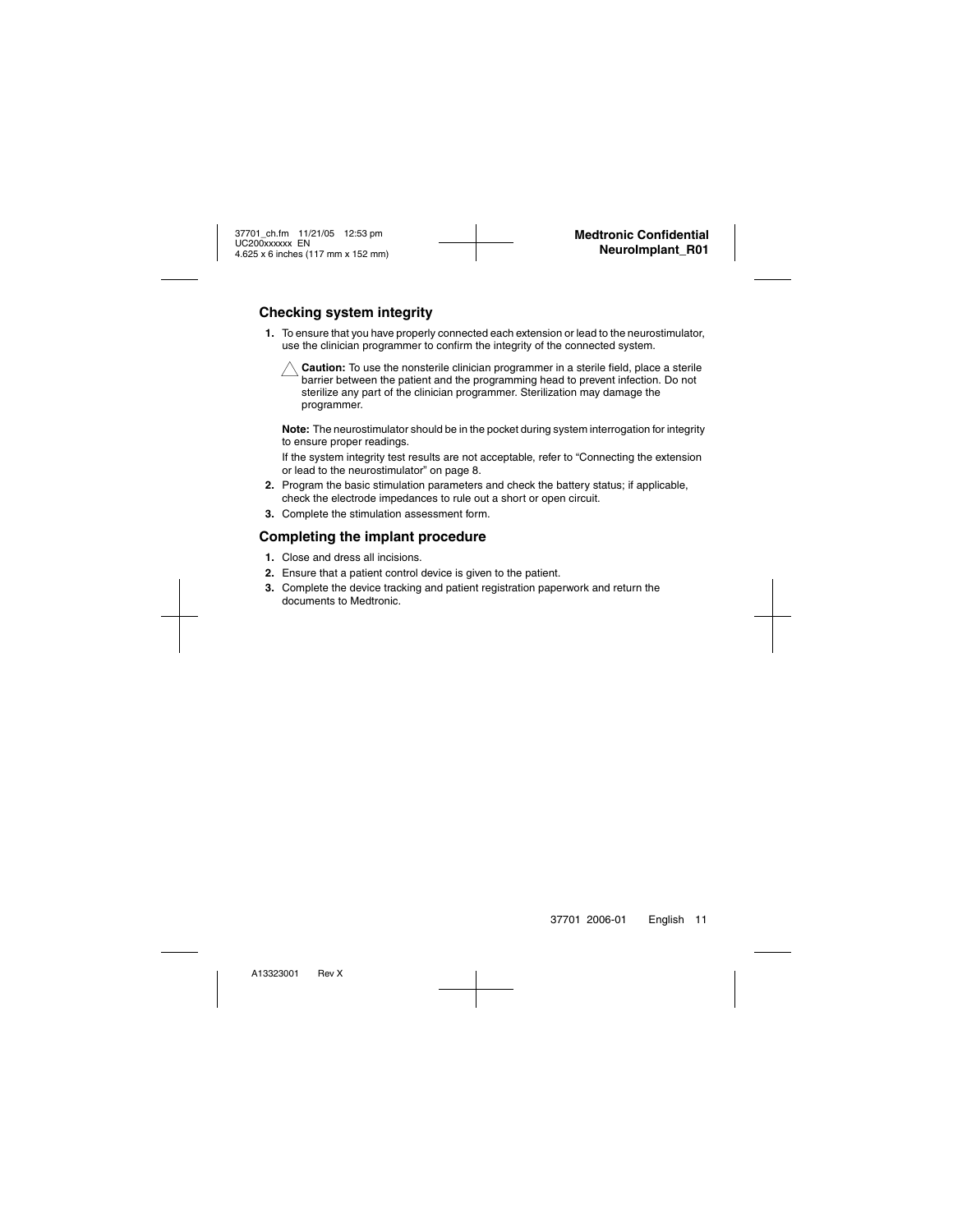## Checking system integrity

1. To ensure that you have properly connected each extension or lead to the neurostimulator, use the clinician programmer to confirm the integrity of the connected system.

   △ **Caution:** To use the nonsterile clinician programmer in a sterile field, place a sterile barrier between the patient and the programming head to prevent infection. Do not sterilize any part of the clinician programmer. Sterilization may damage the programmer.

   **Note:** The neurostimulator should be in the pocket during system interrogation for integrity to ensure proper readings.

   If the system integrity test results are not acceptable, refer to "Connecting the extension or lead to the neurostimulator" on page 8.

2. Program the basic stimulation parameters and check the battery status; if applicable, check the electrode impedances to rule out a short or open circuit.
3. Complete the stimulation assessment form.

## Completing the implant procedure

1. Close and dress all incisions.
2. Ensure that a patient control device is given to the patient.
3. Complete the device tracking and patient registration paperwork and return the documents to Medtronic.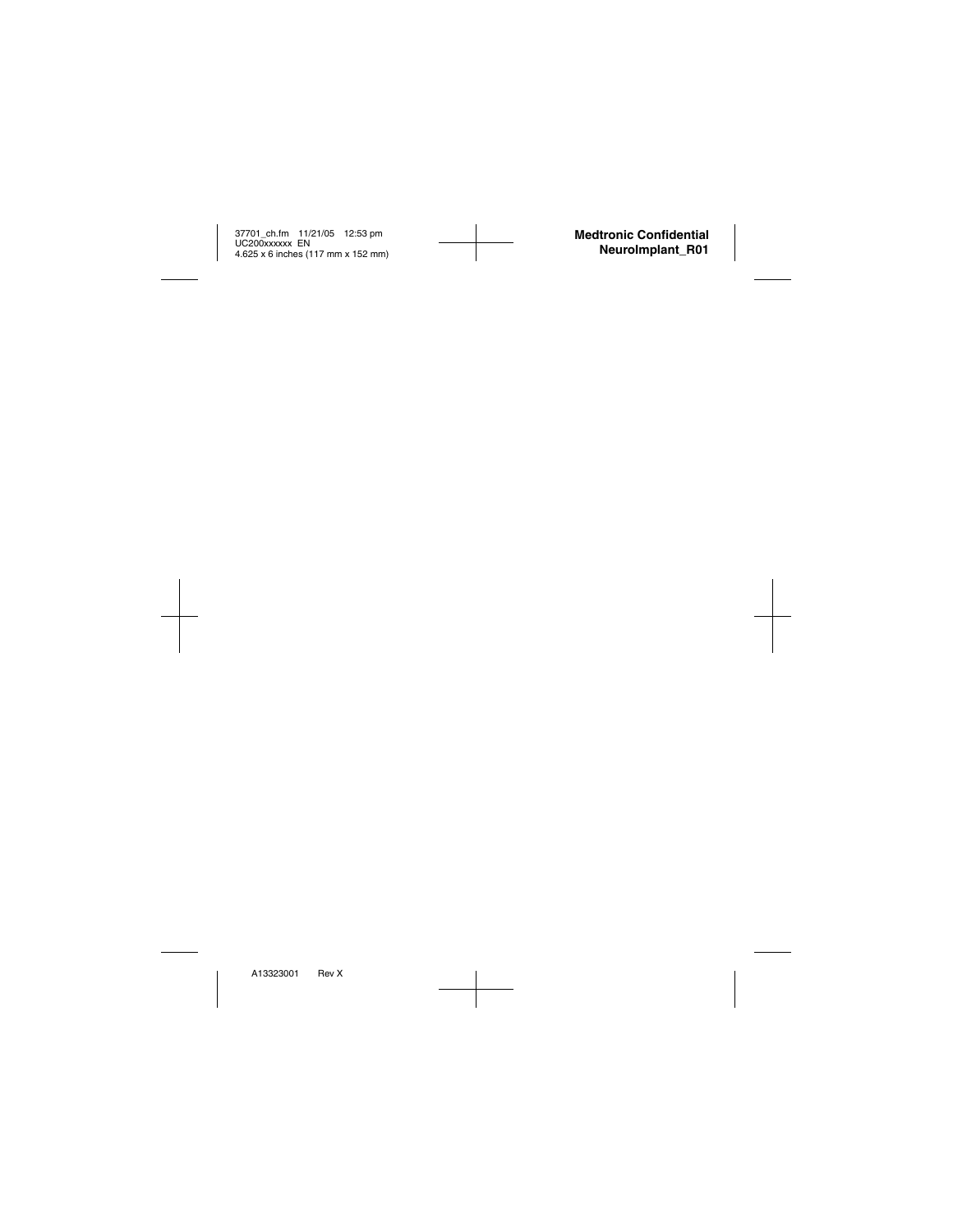A13323001 Rev X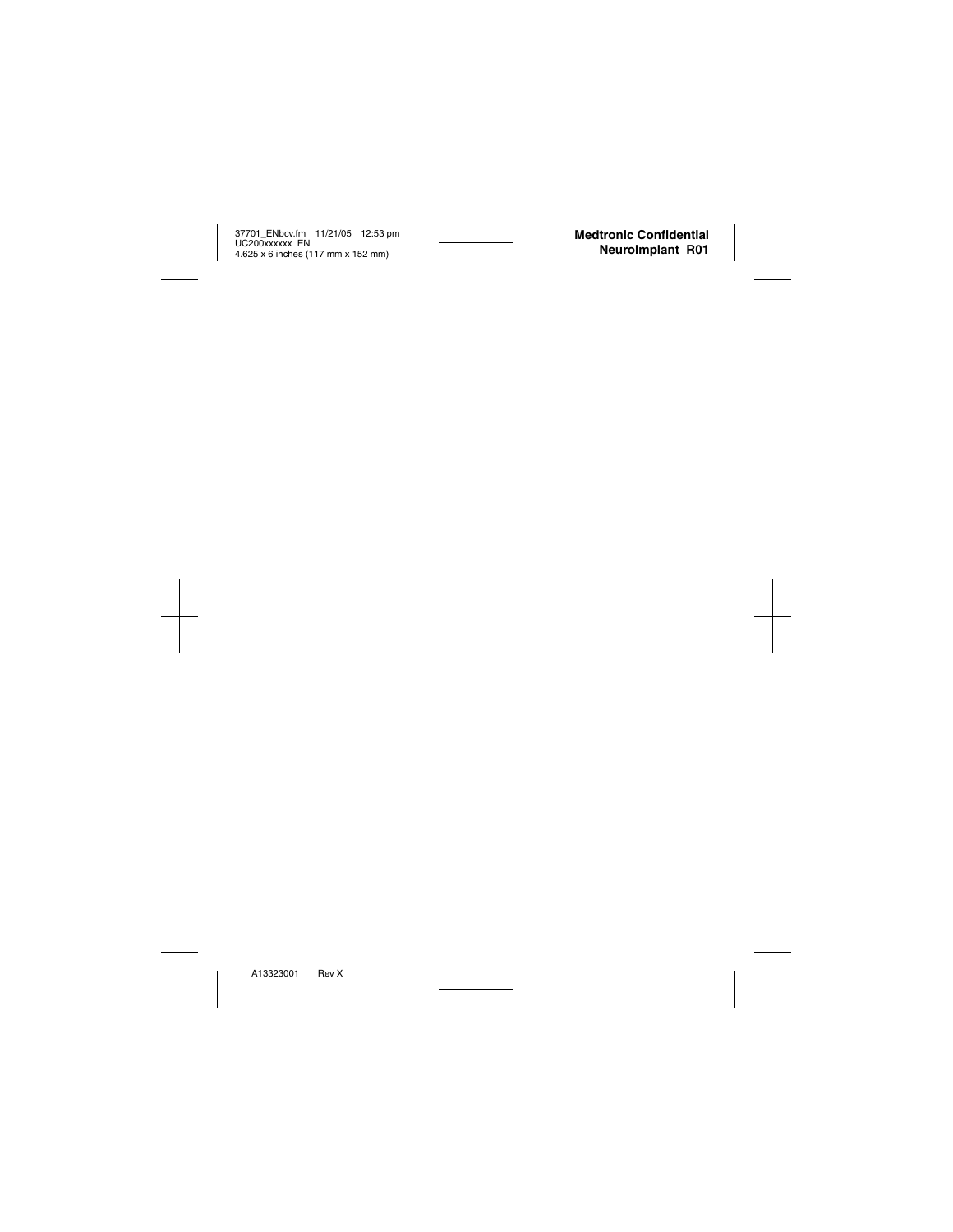A13323001 Rev X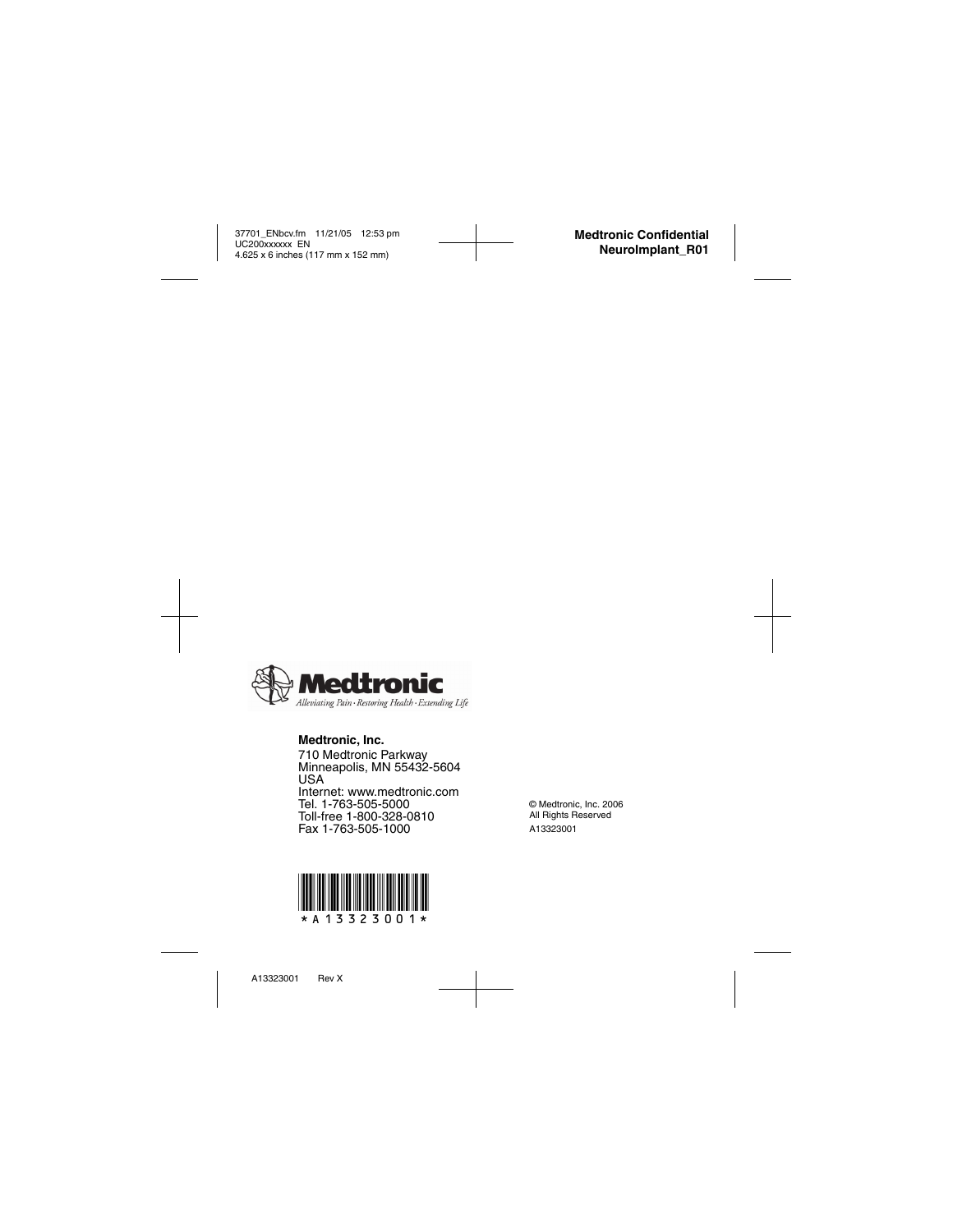Medtronic

*Alleviating Pain · Restoring Health · Extending Life*

**Medtronic, Inc.**
710 Medtronic Parkway
Minneapolis, MN 55432-5604
USA
Internet: www.medtronic.com
Tel. 1-763-505-5000
Toll-free 1-800-328-0810
Fax 1-763-505-1000

© Medtronic, Inc. 2006
All Rights Reserved
A13323001

*A13323001*

A13323001 Rev X